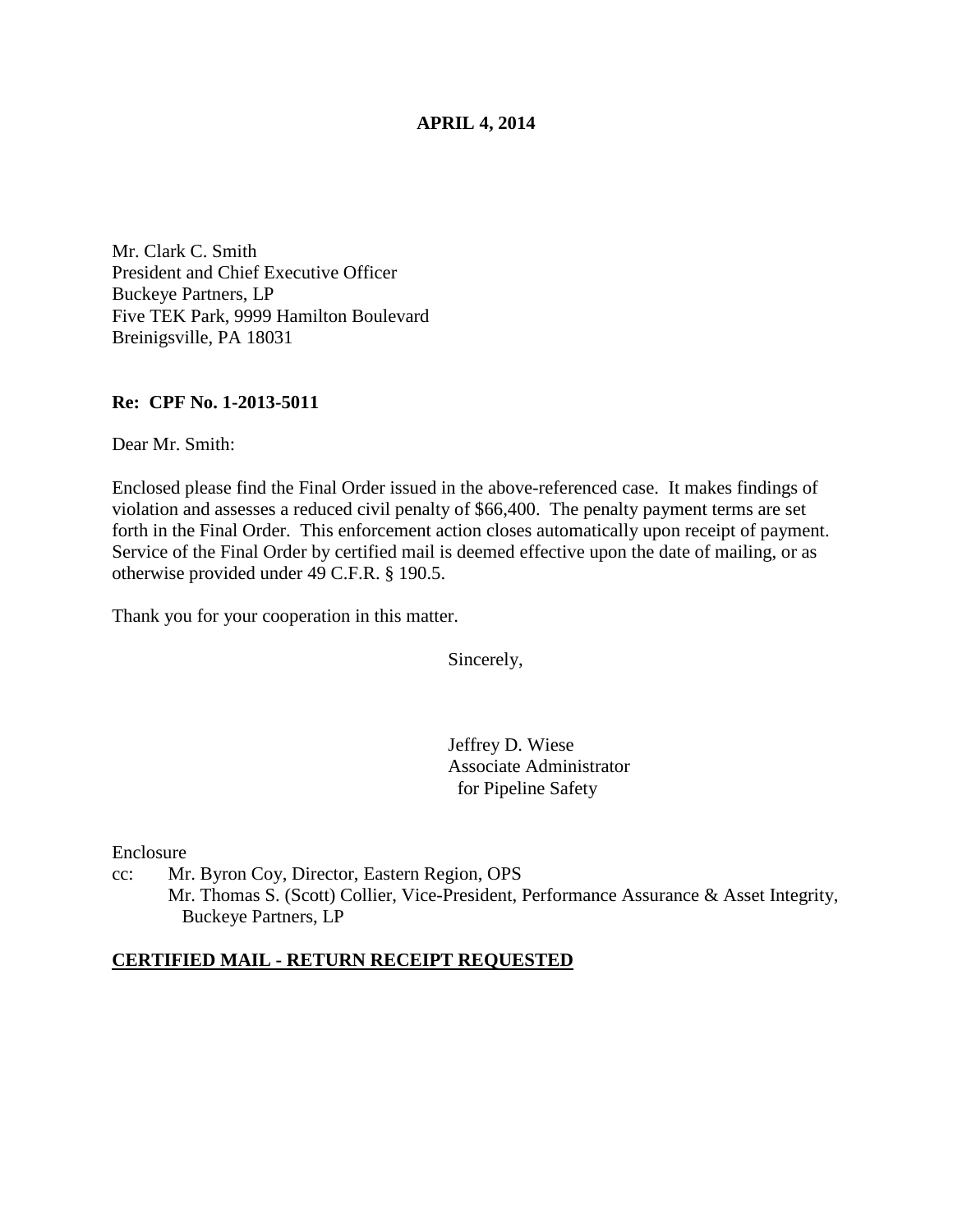**APRIL 4, 2014**

Mr. Clark C. Smith
President and Chief Executive Officer
Buckeye Partners, LP
Five TEK Park, 9999 Hamilton Boulevard
Breinigsville, PA 18031

**Re: CPF No. 1-2013-5011**

Dear Mr. Smith:

Enclosed please find the Final Order issued in the above-referenced case. It makes findings of violation and assesses a reduced civil penalty of $66,400. The penalty payment terms are set forth in the Final Order. This enforcement action closes automatically upon receipt of payment. Service of the Final Order by certified mail is deemed effective upon the date of mailing, or as otherwise provided under 49 C.F.R. § 190.5.

Thank you for your cooperation in this matter.

Sincerely,

Jeffrey D. Wiese
Associate Administrator
for Pipeline Safety

Enclosure

cc: Mr. Byron Coy, Director, Eastern Region, OPS
Mr. Thomas S. (Scott) Collier, Vice-President, Performance Assurance & Asset Integrity, Buckeye Partners, LP

**CERTIFIED MAIL - RETURN RECEIPT REQUESTED**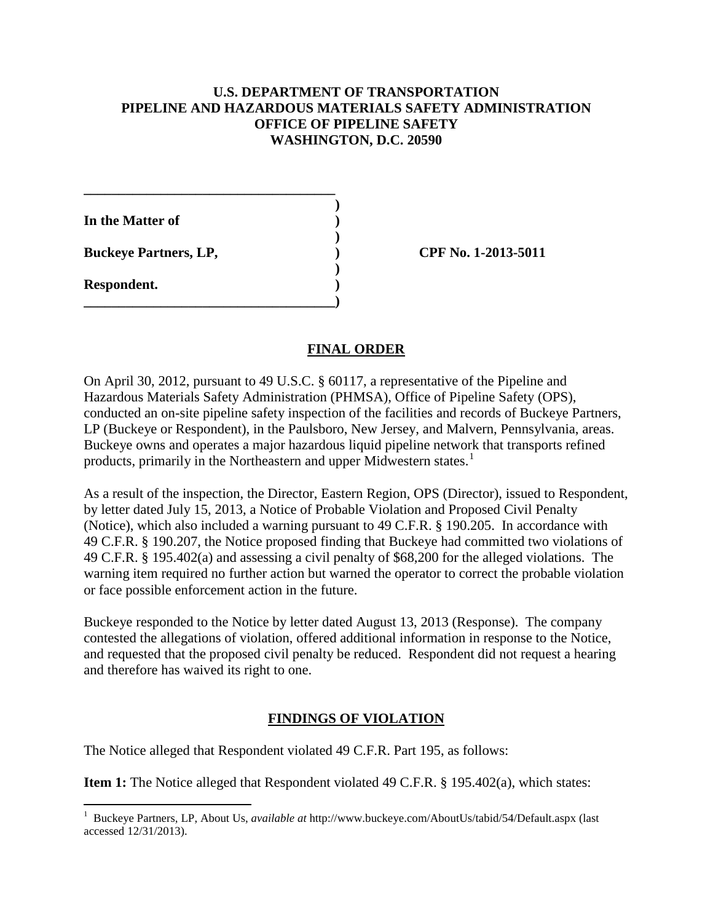**U.S. DEPARTMENT OF TRANSPORTATION**
**PIPELINE AND HAZARDOUS MATERIALS SAFETY ADMINISTRATION**
**OFFICE OF PIPELINE SAFETY**
**WASHINGTON, D.C. 20590**

| | | |
|---|---|---|
| **In the Matter of** | ) | |
| | ) | |
| **Buckeye Partners, LP,** | ) | **CPF No. 1-2013-5011** |
| | ) | |
| **Respondent.** | ) | |

## FINAL ORDER

On April 30, 2012, pursuant to 49 U.S.C. § 60117, a representative of the Pipeline and Hazardous Materials Safety Administration (PHMSA), Office of Pipeline Safety (OPS), conducted an on-site pipeline safety inspection of the facilities and records of Buckeye Partners, LP (Buckeye or Respondent), in the Paulsboro, New Jersey, and Malvern, Pennsylvania, areas. Buckeye owns and operates a major hazardous liquid pipeline network that transports refined products, primarily in the Northeastern and upper Midwestern states.[1]

As a result of the inspection, the Director, Eastern Region, OPS (Director), issued to Respondent, by letter dated July 15, 2013, a Notice of Probable Violation and Proposed Civil Penalty (Notice), which also included a warning pursuant to 49 C.F.R. § 190.205. In accordance with 49 C.F.R. § 190.207, the Notice proposed finding that Buckeye had committed two violations of 49 C.F.R. § 195.402(a) and assessing a civil penalty of $68,200 for the alleged violations. The warning item required no further action but warned the operator to correct the probable violation or face possible enforcement action in the future.

Buckeye responded to the Notice by letter dated August 13, 2013 (Response). The company contested the allegations of violation, offered additional information in response to the Notice, and requested that the proposed civil penalty be reduced. Respondent did not request a hearing and therefore has waived its right to one.

## FINDINGS OF VIOLATION

The Notice alleged that Respondent violated 49 C.F.R. Part 195, as follows:

**Item 1:** The Notice alleged that Respondent violated 49 C.F.R. § 195.402(a), which states:

---

[1] Buckeye Partners, LP, About Us, *available at* http://www.buckeye.com/AboutUs/tabid/54/Default.aspx (last accessed 12/31/2013).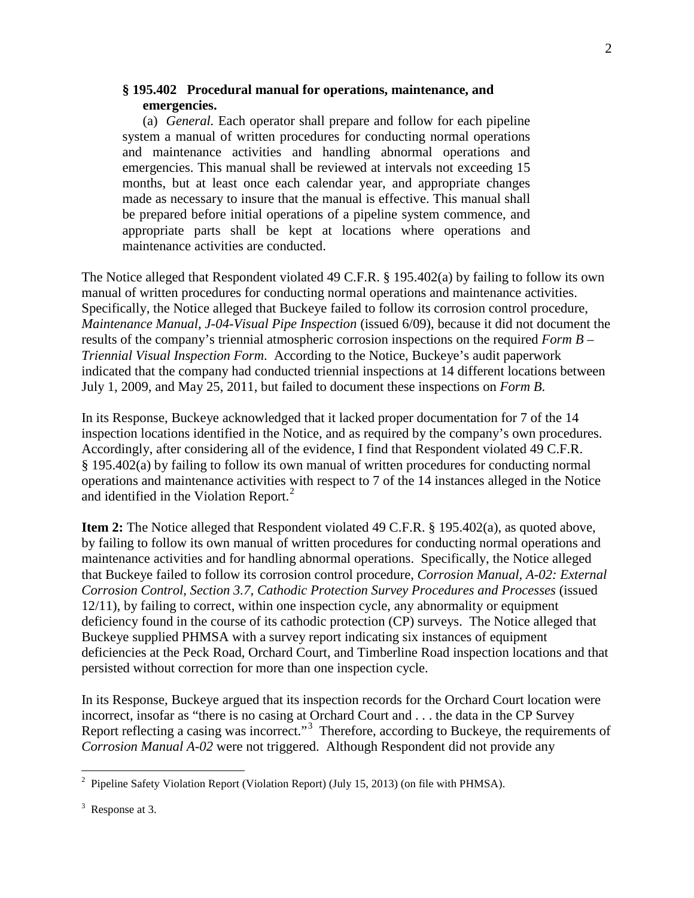> **§ 195.402 Procedural manual for operations, maintenance, and emergencies.**
>
> (a) *General.* Each operator shall prepare and follow for each pipeline system a manual of written procedures for conducting normal operations and maintenance activities and handling abnormal operations and emergencies. This manual shall be reviewed at intervals not exceeding 15 months, but at least once each calendar year, and appropriate changes made as necessary to insure that the manual is effective. This manual shall be prepared before initial operations of a pipeline system commence, and appropriate parts shall be kept at locations where operations and maintenance activities are conducted.

The Notice alleged that Respondent violated 49 C.F.R. § 195.402(a) by failing to follow its own manual of written procedures for conducting normal operations and maintenance activities. Specifically, the Notice alleged that Buckeye failed to follow its corrosion control procedure, *Maintenance Manual, J-04-Visual Pipe Inspection* (issued 6/09), because it did not document the results of the company's triennial atmospheric corrosion inspections on the required *Form B – Triennial Visual Inspection Form*. According to the Notice, Buckeye's audit paperwork indicated that the company had conducted triennial inspections at 14 different locations between July 1, 2009, and May 25, 2011, but failed to document these inspections on *Form B.*

In its Response, Buckeye acknowledged that it lacked proper documentation for 7 of the 14 inspection locations identified in the Notice, and as required by the company's own procedures. Accordingly, after considering all of the evidence, I find that Respondent violated 49 C.F.R. § 195.402(a) by failing to follow its own manual of written procedures for conducting normal operations and maintenance activities with respect to 7 of the 14 instances alleged in the Notice and identified in the Violation Report.[2]

**Item 2:** The Notice alleged that Respondent violated 49 C.F.R. § 195.402(a), as quoted above, by failing to follow its own manual of written procedures for conducting normal operations and maintenance activities and for handling abnormal operations. Specifically, the Notice alleged that Buckeye failed to follow its corrosion control procedure, *Corrosion Manual, A-02: External Corrosion Control, Section 3.7, Cathodic Protection Survey Procedures and Processes* (issued 12/11), by failing to correct, within one inspection cycle, any abnormality or equipment deficiency found in the course of its cathodic protection (CP) surveys. The Notice alleged that Buckeye supplied PHMSA with a survey report indicating six instances of equipment deficiencies at the Peck Road, Orchard Court, and Timberline Road inspection locations and that persisted without correction for more than one inspection cycle.

In its Response, Buckeye argued that its inspection records for the Orchard Court location were incorrect, insofar as "there is no casing at Orchard Court and . . . the data in the CP Survey Report reflecting a casing was incorrect."[3] Therefore, according to Buckeye, the requirements of *Corrosion Manual A-02* were not triggered. Although Respondent did not provide any

---

[2] Pipeline Safety Violation Report (Violation Report) (July 15, 2013) (on file with PHMSA).

[3] Response at 3.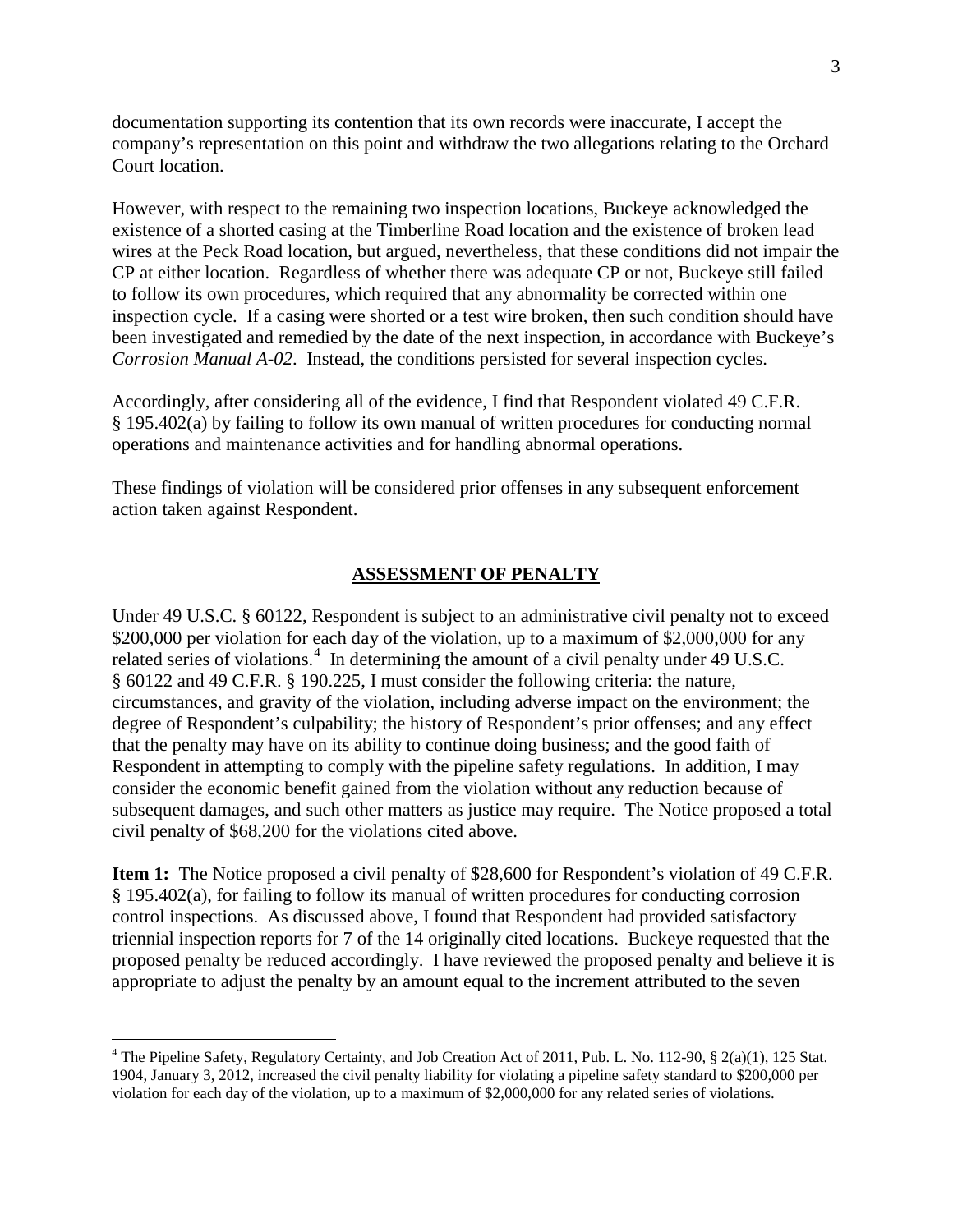documentation supporting its contention that its own records were inaccurate, I accept the company's representation on this point and withdraw the two allegations relating to the Orchard Court location.

However, with respect to the remaining two inspection locations, Buckeye acknowledged the existence of a shorted casing at the Timberline Road location and the existence of broken lead wires at the Peck Road location, but argued, nevertheless, that these conditions did not impair the CP at either location. Regardless of whether there was adequate CP or not, Buckeye still failed to follow its own procedures, which required that any abnormality be corrected within one inspection cycle. If a casing were shorted or a test wire broken, then such condition should have been investigated and remedied by the date of the next inspection, in accordance with Buckeye's *Corrosion Manual A-02*. Instead, the conditions persisted for several inspection cycles.

Accordingly, after considering all of the evidence, I find that Respondent violated 49 C.F.R. § 195.402(a) by failing to follow its own manual of written procedures for conducting normal operations and maintenance activities and for handling abnormal operations.

These findings of violation will be considered prior offenses in any subsequent enforcement action taken against Respondent.

## ASSESSMENT OF PENALTY

Under 49 U.S.C. § 60122, Respondent is subject to an administrative civil penalty not to exceed $200,000 per violation for each day of the violation, up to a maximum of $2,000,000 for any related series of violations.[4] In determining the amount of a civil penalty under 49 U.S.C. § 60122 and 49 C.F.R. § 190.225, I must consider the following criteria: the nature, circumstances, and gravity of the violation, including adverse impact on the environment; the degree of Respondent's culpability; the history of Respondent's prior offenses; and any effect that the penalty may have on its ability to continue doing business; and the good faith of Respondent in attempting to comply with the pipeline safety regulations. In addition, I may consider the economic benefit gained from the violation without any reduction because of subsequent damages, and such other matters as justice may require. The Notice proposed a total civil penalty of $68,200 for the violations cited above.

**Item 1:** The Notice proposed a civil penalty of $28,600 for Respondent's violation of 49 C.F.R. § 195.402(a), for failing to follow its manual of written procedures for conducting corrosion control inspections. As discussed above, I found that Respondent had provided satisfactory triennial inspection reports for 7 of the 14 originally cited locations. Buckeye requested that the proposed penalty be reduced accordingly. I have reviewed the proposed penalty and believe it is appropriate to adjust the penalty by an amount equal to the increment attributed to the seven

---

[4] The Pipeline Safety, Regulatory Certainty, and Job Creation Act of 2011, Pub. L. No. 112-90, § 2(a)(1), 125 Stat. 1904, January 3, 2012, increased the civil penalty liability for violating a pipeline safety standard to $200,000 per violation for each day of the violation, up to a maximum of $2,000,000 for any related series of violations.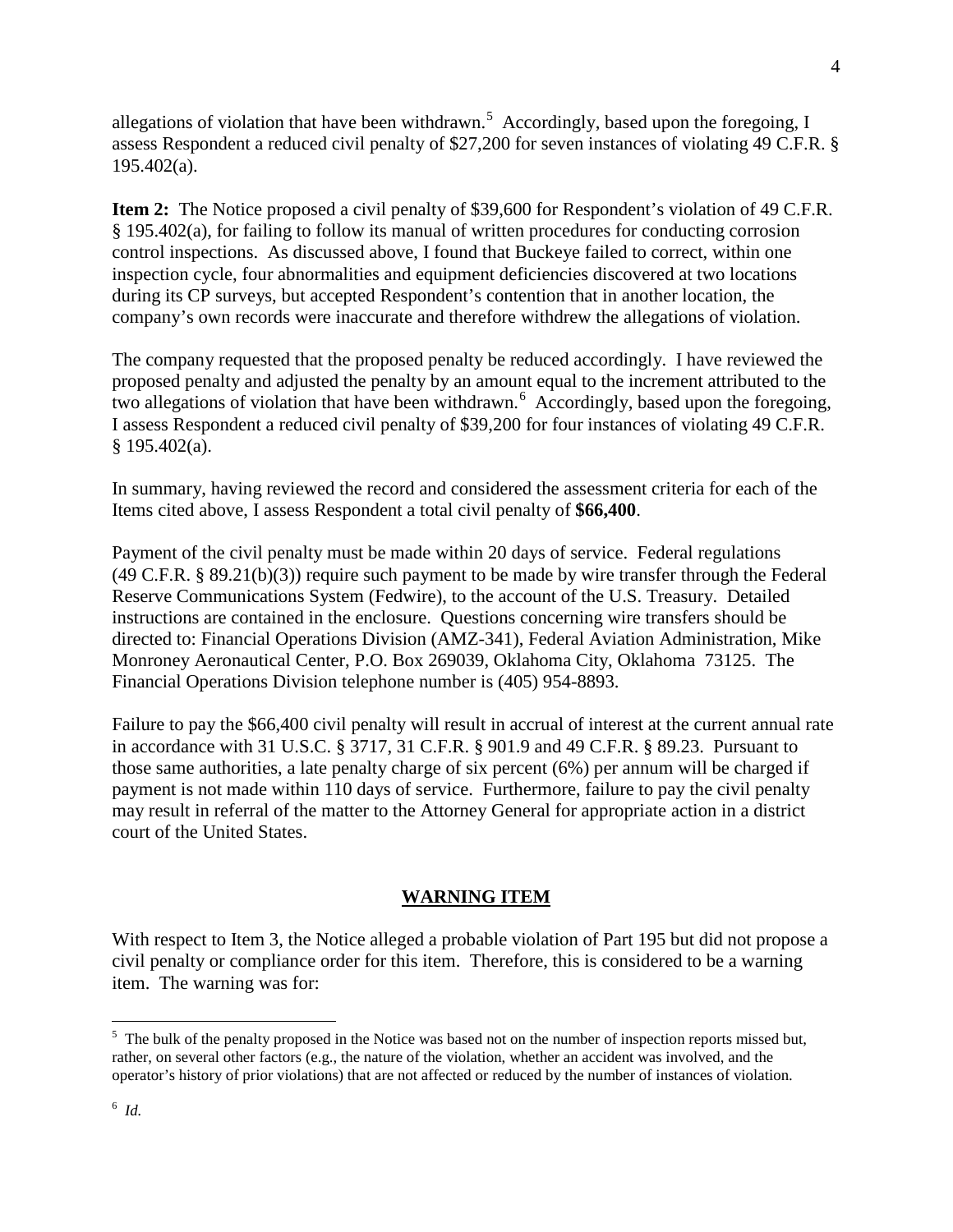allegations of violation that have been withdrawn.[5] Accordingly, based upon the foregoing, I assess Respondent a reduced civil penalty of $27,200 for seven instances of violating 49 C.F.R. § 195.402(a).

**Item 2:** The Notice proposed a civil penalty of $39,600 for Respondent's violation of 49 C.F.R. § 195.402(a), for failing to follow its manual of written procedures for conducting corrosion control inspections. As discussed above, I found that Buckeye failed to correct, within one inspection cycle, four abnormalities and equipment deficiencies discovered at two locations during its CP surveys, but accepted Respondent's contention that in another location, the company's own records were inaccurate and therefore withdrew the allegations of violation.

The company requested that the proposed penalty be reduced accordingly. I have reviewed the proposed penalty and adjusted the penalty by an amount equal to the increment attributed to the two allegations of violation that have been withdrawn.[6] Accordingly, based upon the foregoing, I assess Respondent a reduced civil penalty of $39,200 for four instances of violating 49 C.F.R. § 195.402(a).

In summary, having reviewed the record and considered the assessment criteria for each of the Items cited above, I assess Respondent a total civil penalty of **$66,400**.

Payment of the civil penalty must be made within 20 days of service. Federal regulations (49 C.F.R. § 89.21(b)(3)) require such payment to be made by wire transfer through the Federal Reserve Communications System (Fedwire), to the account of the U.S. Treasury. Detailed instructions are contained in the enclosure. Questions concerning wire transfers should be directed to: Financial Operations Division (AMZ-341), Federal Aviation Administration, Mike Monroney Aeronautical Center, P.O. Box 269039, Oklahoma City, Oklahoma 73125. The Financial Operations Division telephone number is (405) 954-8893.

Failure to pay the $66,400 civil penalty will result in accrual of interest at the current annual rate in accordance with 31 U.S.C. § 3717, 31 C.F.R. § 901.9 and 49 C.F.R. § 89.23. Pursuant to those same authorities, a late penalty charge of six percent (6%) per annum will be charged if payment is not made within 110 days of service. Furthermore, failure to pay the civil penalty may result in referral of the matter to the Attorney General for appropriate action in a district court of the United States.

## WARNING ITEM

With respect to Item 3, the Notice alleged a probable violation of Part 195 but did not propose a civil penalty or compliance order for this item. Therefore, this is considered to be a warning item. The warning was for:

---

[5] The bulk of the penalty proposed in the Notice was based not on the number of inspection reports missed but, rather, on several other factors (e.g., the nature of the violation, whether an accident was involved, and the operator's history of prior violations) that are not affected or reduced by the number of instances of violation.

[6] *Id.*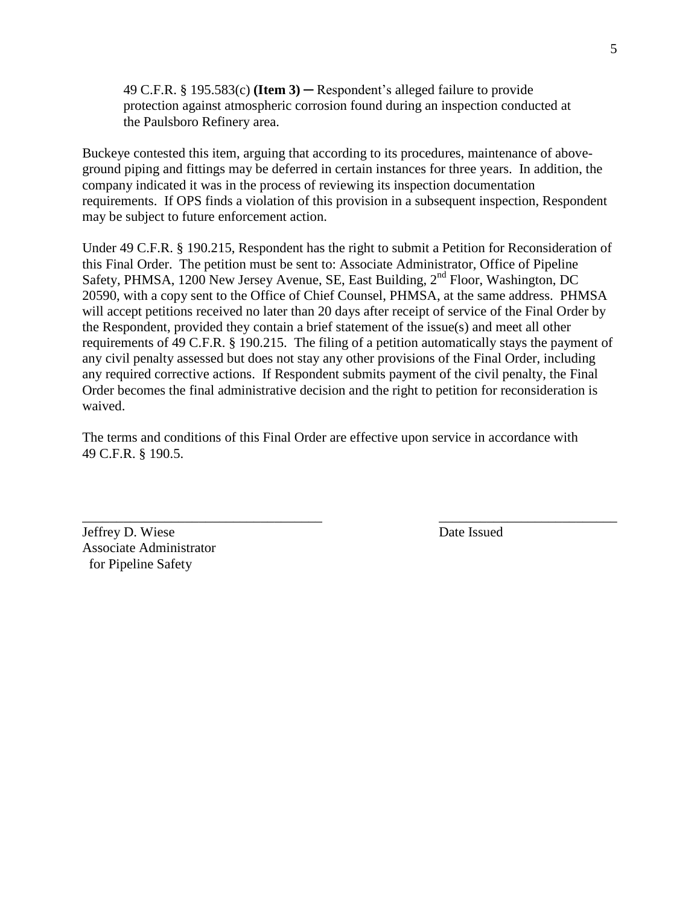49 C.F.R. § 195.583(c) **(Item 3)** ─ Respondent's alleged failure to provide protection against atmospheric corrosion found during an inspection conducted at the Paulsboro Refinery area.

Buckeye contested this item, arguing that according to its procedures, maintenance of above-ground piping and fittings may be deferred in certain instances for three years. In addition, the company indicated it was in the process of reviewing its inspection documentation requirements. If OPS finds a violation of this provision in a subsequent inspection, Respondent may be subject to future enforcement action.

Under 49 C.F.R. § 190.215, Respondent has the right to submit a Petition for Reconsideration of this Final Order. The petition must be sent to: Associate Administrator, Office of Pipeline Safety, PHMSA, 1200 New Jersey Avenue, SE, East Building, 2nd Floor, Washington, DC 20590, with a copy sent to the Office of Chief Counsel, PHMSA, at the same address. PHMSA will accept petitions received no later than 20 days after receipt of service of the Final Order by the Respondent, provided they contain a brief statement of the issue(s) and meet all other requirements of 49 C.F.R. § 190.215. The filing of a petition automatically stays the payment of any civil penalty assessed but does not stay any other provisions of the Final Order, including any required corrective actions. If Respondent submits payment of the civil penalty, the Final Order becomes the final administrative decision and the right to petition for reconsideration is waived.

The terms and conditions of this Final Order are effective upon service in accordance with 49 C.F.R. § 190.5.

\_\_\_\_\_\_\_\_\_\_\_\_\_\_\_\_\_\_\_\_\_\_\_\_\_\_\_\_\_\_\_\_\_\_\_\_ \_\_\_\_\_\_\_\_\_\_\_\_\_\_\_\_\_\_\_\_\_\_\_\_\_\_\_

Jeffrey D. Wiese
Associate Administrator
for Pipeline Safety

Date Issued